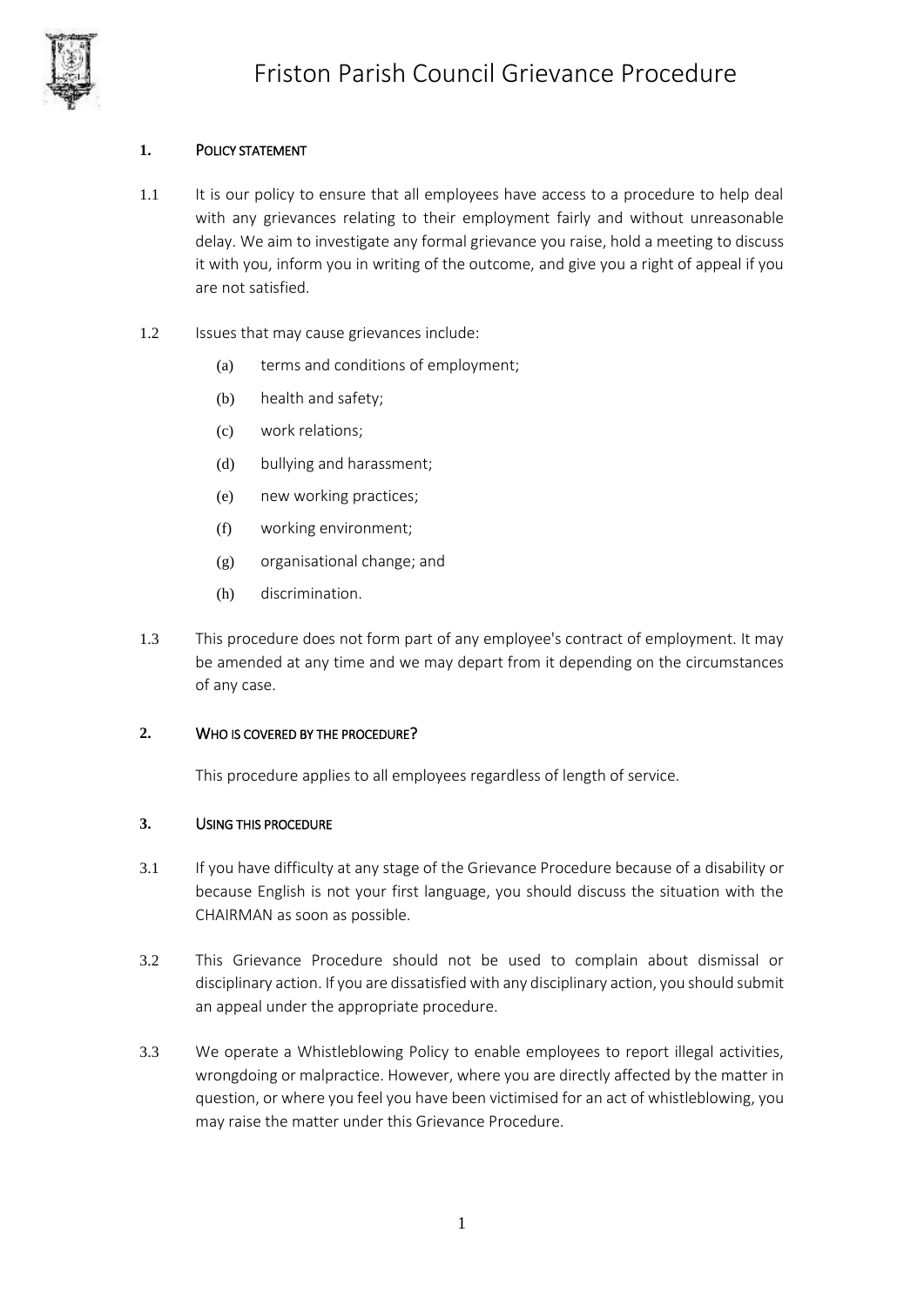# Friston Parish Council Grievance Procedure

## 1. POLICY STATEMENT

1.1 It is our policy to ensure that all employees have access to a procedure to help deal with any grievances relating to their employment fairly and without unreasonable delay. We aim to investigate any formal grievance you raise, hold a meeting to discuss it with you, inform you in writing of the outcome, and give you a right of appeal if you are not satisfied.

1.2 Issues that may cause grievances include:

(a) terms and conditions of employment;

(b) health and safety;

(c) work relations;

(d) bullying and harassment;

(e) new working practices;

(f) working environment;

(g) organisational change; and

(h) discrimination.

1.3 This procedure does not form part of any employee's contract of employment. It may be amended at any time and we may depart from it depending on the circumstances of any case.

## 2. WHO IS COVERED BY THE PROCEDURE?

This procedure applies to all employees regardless of length of service.

## 3. USING THIS PROCEDURE

3.1 If you have difficulty at any stage of the Grievance Procedure because of a disability or because English is not your first language, you should discuss the situation with the CHAIRMAN as soon as possible.

3.2 This Grievance Procedure should not be used to complain about dismissal or disciplinary action. If you are dissatisfied with any disciplinary action, you should submit an appeal under the appropriate procedure.

3.3 We operate a Whistleblowing Policy to enable employees to report illegal activities, wrongdoing or malpractice. However, where you are directly affected by the matter in question, or where you feel you have been victimised for an act of whistleblowing, you may raise the matter under this Grievance Procedure.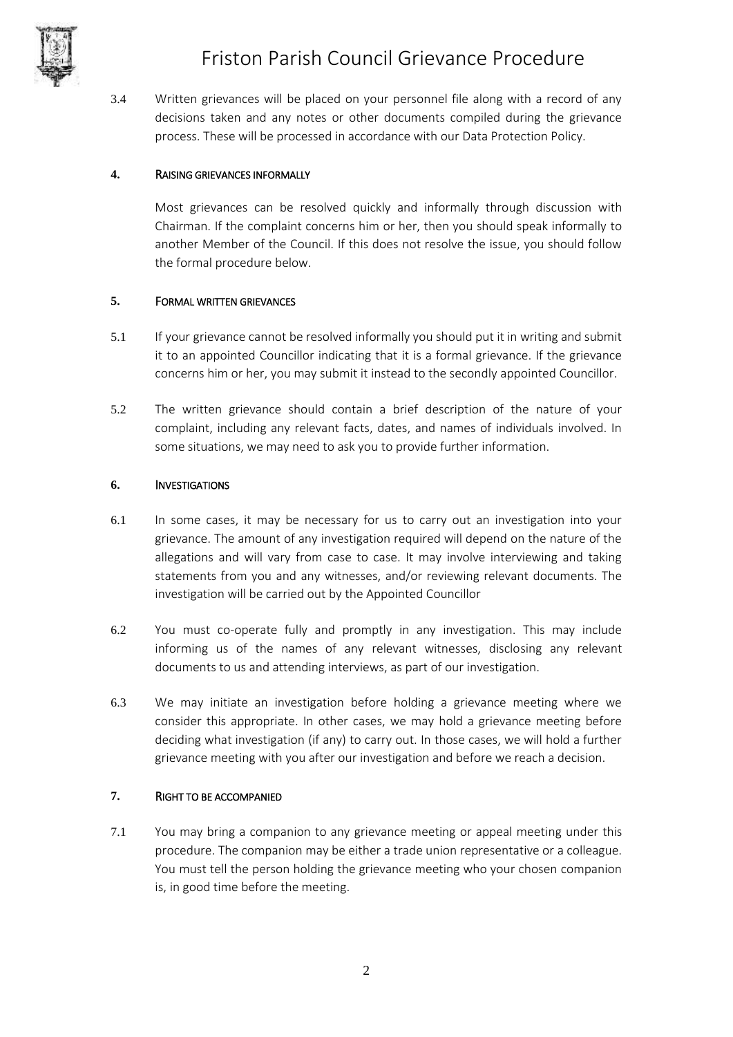3.4 Written grievances will be placed on your personnel file along with a record of any decisions taken and any notes or other documents compiled during the grievance process. These will be processed in accordance with our Data Protection Policy.

## 4. RAISING GRIEVANCES INFORMALLY

Most grievances can be resolved quickly and informally through discussion with Chairman. If the complaint concerns him or her, then you should speak informally to another Member of the Council. If this does not resolve the issue, you should follow the formal procedure below.

## 5. FORMAL WRITTEN GRIEVANCES

5.1 If your grievance cannot be resolved informally you should put it in writing and submit it to an appointed Councillor indicating that it is a formal grievance. If the grievance concerns him or her, you may submit it instead to the secondly appointed Councillor.

5.2 The written grievance should contain a brief description of the nature of your complaint, including any relevant facts, dates, and names of individuals involved. In some situations, we may need to ask you to provide further information.

## 6. INVESTIGATIONS

6.1 In some cases, it may be necessary for us to carry out an investigation into your grievance. The amount of any investigation required will depend on the nature of the allegations and will vary from case to case. It may involve interviewing and taking statements from you and any witnesses, and/or reviewing relevant documents. The investigation will be carried out by the Appointed Councillor

6.2 You must co-operate fully and promptly in any investigation. This may include informing us of the names of any relevant witnesses, disclosing any relevant documents to us and attending interviews, as part of our investigation.

6.3 We may initiate an investigation before holding a grievance meeting where we consider this appropriate. In other cases, we may hold a grievance meeting before deciding what investigation (if any) to carry out. In those cases, we will hold a further grievance meeting with you after our investigation and before we reach a decision.

## 7. RIGHT TO BE ACCOMPANIED

7.1 You may bring a companion to any grievance meeting or appeal meeting under this procedure. The companion may be either a trade union representative or a colleague. You must tell the person holding the grievance meeting who your chosen companion is, in good time before the meeting.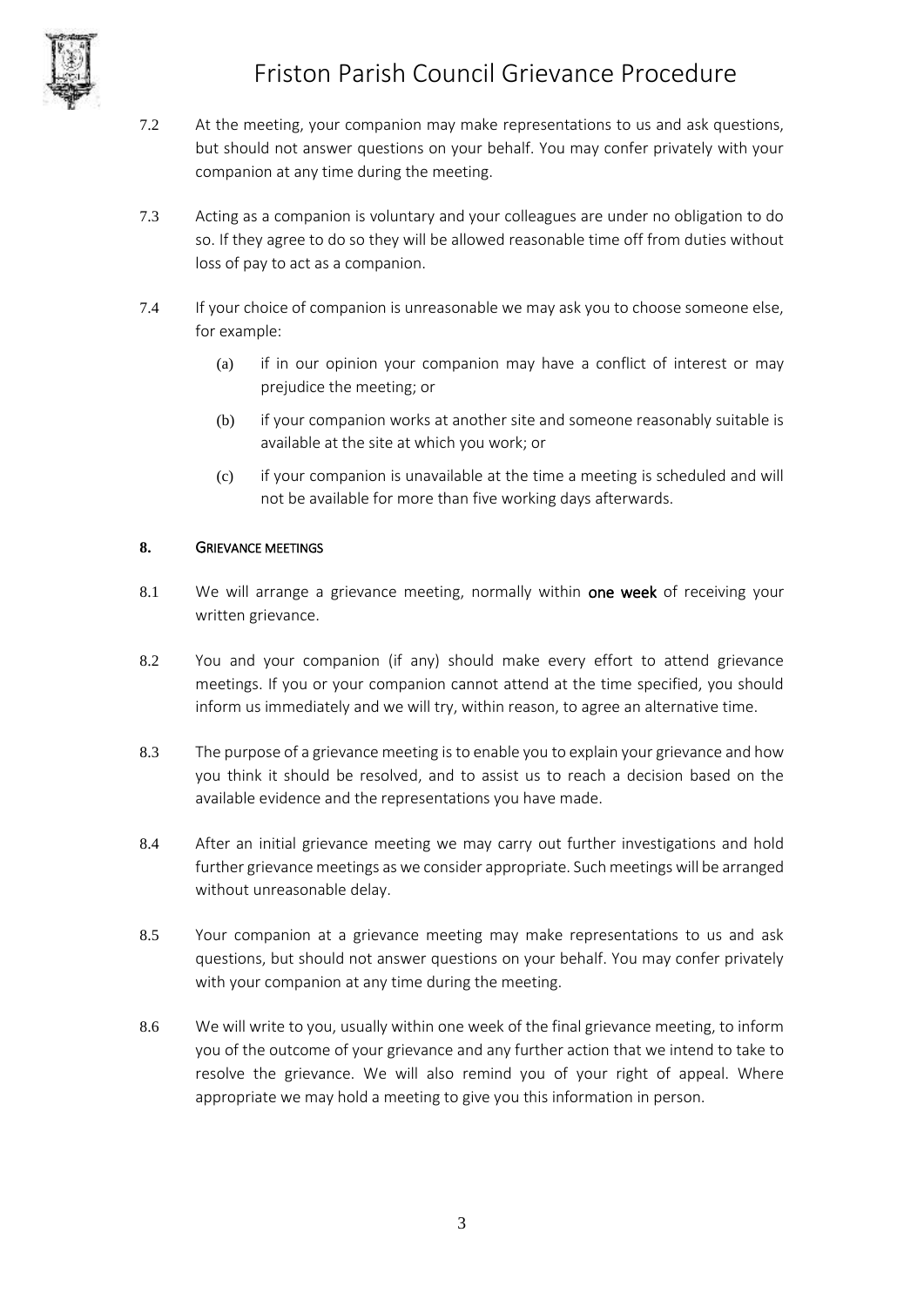7.2 At the meeting, your companion may make representations to us and ask questions, but should not answer questions on your behalf. You may confer privately with your companion at any time during the meeting.

7.3 Acting as a companion is voluntary and your colleagues are under no obligation to do so. If they agree to do so they will be allowed reasonable time off from duties without loss of pay to act as a companion.

7.4 If your choice of companion is unreasonable we may ask you to choose someone else, for example:

(a) if in our opinion your companion may have a conflict of interest or may prejudice the meeting; or

(b) if your companion works at another site and someone reasonably suitable is available at the site at which you work; or

(c) if your companion is unavailable at the time a meeting is scheduled and will not be available for more than five working days afterwards.

## 8. GRIEVANCE MEETINGS

8.1 We will arrange a grievance meeting, normally within **one week** of receiving your written grievance.

8.2 You and your companion (if any) should make every effort to attend grievance meetings. If you or your companion cannot attend at the time specified, you should inform us immediately and we will try, within reason, to agree an alternative time.

8.3 The purpose of a grievance meeting is to enable you to explain your grievance and how you think it should be resolved, and to assist us to reach a decision based on the available evidence and the representations you have made.

8.4 After an initial grievance meeting we may carry out further investigations and hold further grievance meetings as we consider appropriate. Such meetings will be arranged without unreasonable delay.

8.5 Your companion at a grievance meeting may make representations to us and ask questions, but should not answer questions on your behalf. You may confer privately with your companion at any time during the meeting.

8.6 We will write to you, usually within one week of the final grievance meeting, to inform you of the outcome of your grievance and any further action that we intend to take to resolve the grievance. We will also remind you of your right of appeal. Where appropriate we may hold a meeting to give you this information in person.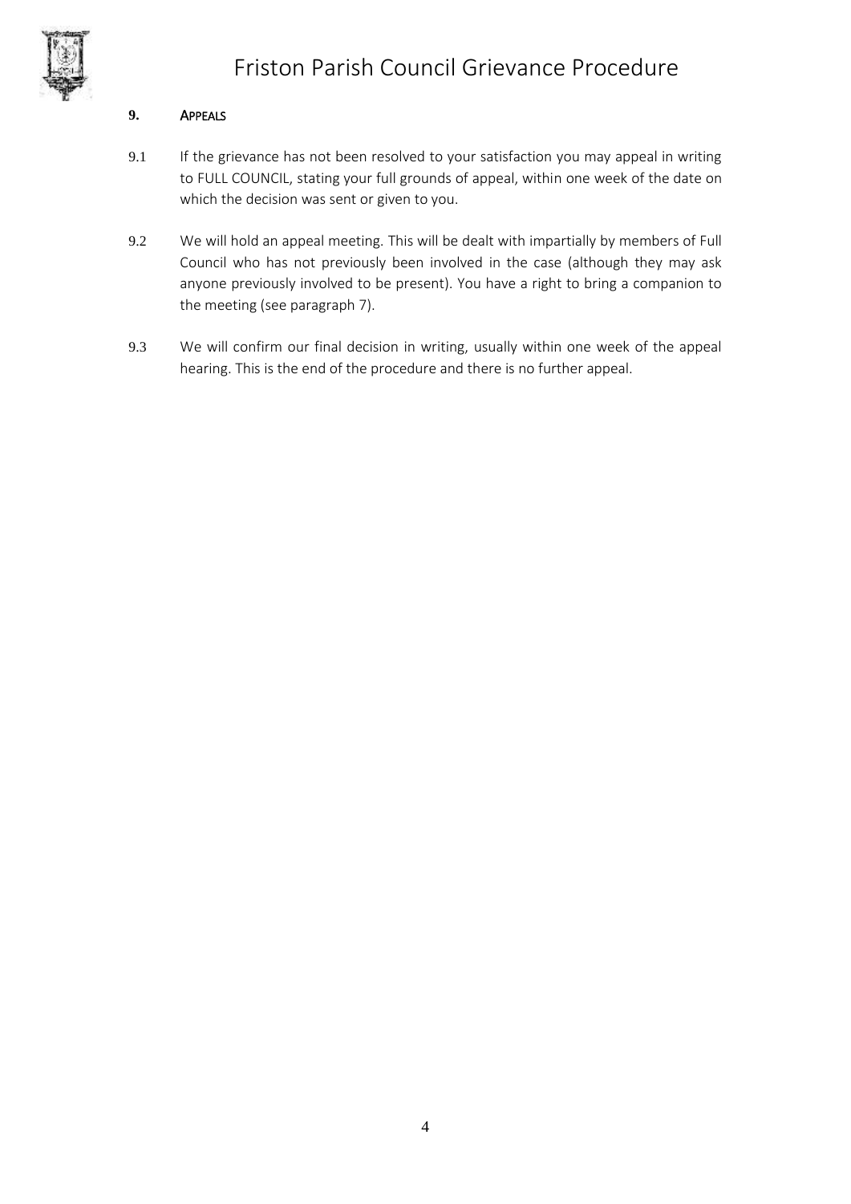## 9. APPEALS

9.1 If the grievance has not been resolved to your satisfaction you may appeal in writing to FULL COUNCIL, stating your full grounds of appeal, within one week of the date on which the decision was sent or given to you.

9.2 We will hold an appeal meeting. This will be dealt with impartially by members of Full Council who has not previously been involved in the case (although they may ask anyone previously involved to be present). You have a right to bring a companion to the meeting (see paragraph 7).

9.3 We will confirm our final decision in writing, usually within one week of the appeal hearing. This is the end of the procedure and there is no further appeal.